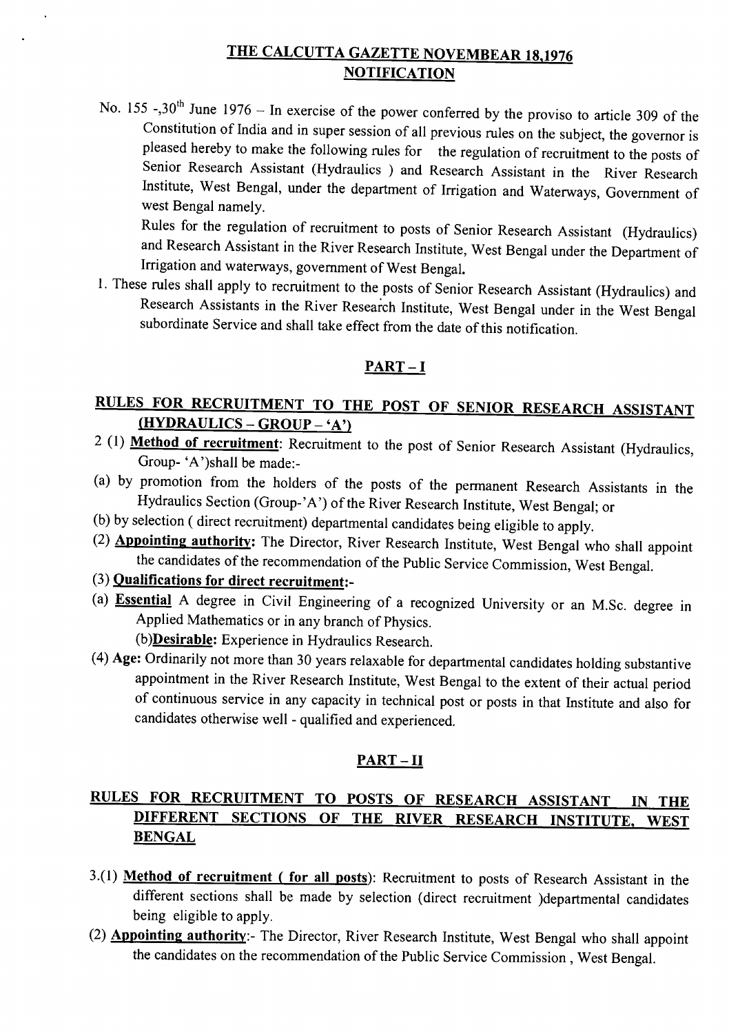## THE CALCUTTA GAZETTE NOVEMBEAR 18,1976

## NOTIFICATION

No. 155 -,30th June 1976 – In exercise of the power conferred by the proviso to article 309 of the Constitution of India and in super session of all previous rules on the subject, the governor is pleased hereby to make the following rules for the regulation of recruitment to the posts of Senior Research Assistant (Hydraulics ) and Research Assistant in the River Research Institute, West Bengal, under the department of Irrigation and Waterways, Government of west Bengal namely.

Rules for the regulation of recruitment to posts of Senior Research Assistant (Hydraulics) and Research Assistant in the River Research Institute, West Bengal under the Department of Irrigation and waterways, government of West Bengal.

1. These rules shall apply to recruitment to the posts of Senior Research Assistant (Hydraulics) and Research Assistants in the River Research Institute, West Bengal under in the West Bengal subordinate Service and shall take effect from the date of this notification.

## PART – I

## RULES FOR RECRUITMENT TO THE POST OF SENIOR RESEARCH ASSISTANT (HYDRAULICS – GROUP – 'A')

2 (1) **Method of recruitment**: Recruitment to the post of Senior Research Assistant (Hydraulics, Group- 'A')shall be made:-

(a) by promotion from the holders of the posts of the permanent Research Assistants in the Hydraulics Section (Group-'A') of the River Research Institute, West Bengal; or

(b) by selection ( direct recruitment) departmental candidates being eligible to apply.

(2) **Appointing authority:** The Director, River Research Institute, West Bengal who shall appoint the candidates of the recommendation of the Public Service Commission, West Bengal.

(3) **Qualifications for direct recruitment:-**

(a) **Essential** A degree in Civil Engineering of a recognized University or an M.Sc. degree in Applied Mathematics or in any branch of Physics.

(b)**Desirable:** Experience in Hydraulics Research.

(4) **Age:** Ordinarily not more than 30 years relaxable for departmental candidates holding substantive appointment in the River Research Institute, West Bengal to the extent of their actual period of continuous service in any capacity in technical post or posts in that Institute and also for candidates otherwise well - qualified and experienced.

## PART – II

## RULES FOR RECRUITMENT TO POSTS OF RESEARCH ASSISTANT IN THE DIFFERENT SECTIONS OF THE RIVER RESEARCH INSTITUTE, WEST BENGAL

3.(1) **Method of recruitment ( for all posts)**: Recruitment to posts of Research Assistant in the different sections shall be made by selection (direct recruitment )departmental candidates being eligible to apply.

(2) **Appointing authority**:- The Director, River Research Institute, West Bengal who shall appoint the candidates on the recommendation of the Public Service Commission , West Bengal.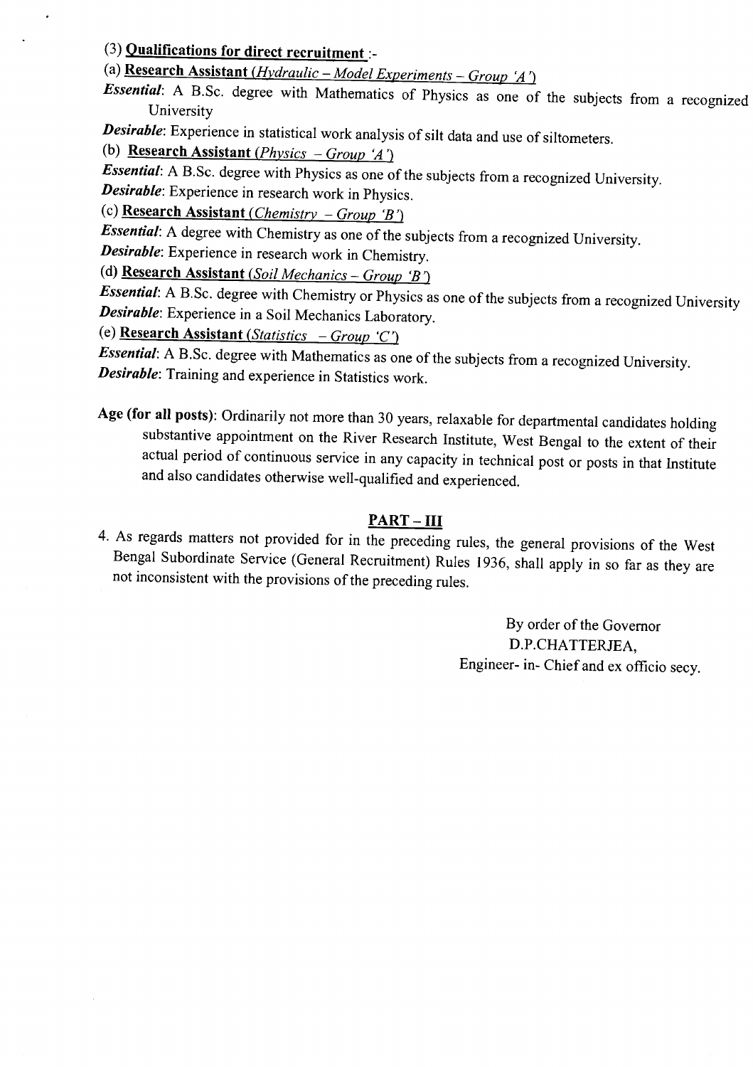(3) **Qualifications for direct recruitment** :-

(a) **Research Assistant** *(Hydraulic – Model Experiments – Group 'A')*

***Essential***: A B.Sc. degree with Mathematics of Physics as one of the subjects from a recognized University

***Desirable***: Experience in statistical work analysis of silt data and use of siltometers.

(b) **Research Assistant** *(Physics – Group 'A')*

***Essential***: A B.Sc. degree with Physics as one of the subjects from a recognized University.

***Desirable***: Experience in research work in Physics.

(c) **Research Assistant** *(Chemistry – Group 'B')*

***Essential***: A degree with Chemistry as one of the subjects from a recognized University.

***Desirable***: Experience in research work in Chemistry.

(d) **Research Assistant** *(Soil Mechanics – Group 'B')*

***Essential***: A B.Sc. degree with Chemistry or Physics as one of the subjects from a recognized University

***Desirable***: Experience in a Soil Mechanics Laboratory.

(e) **Research Assistant** *(Statistics – Group 'C')*

***Essential***: A B.Sc. degree with Mathematics as one of the subjects from a recognized University.

***Desirable***: Training and experience in Statistics work.

**Age (for all posts)**: Ordinarily not more than 30 years, relaxable for departmental candidates holding substantive appointment on the River Research Institute, West Bengal to the extent of their actual period of continuous service in any capacity in technical post or posts in that Institute and also candidates otherwise well-qualified and experienced.

## PART – III

4. As regards matters not provided for in the preceding rules, the general provisions of the West Bengal Subordinate Service (General Recruitment) Rules 1936, shall apply in so far as they are not inconsistent with the provisions of the preceding rules.

By order of the Governor  
D.P.CHATTERJEA,  
Engineer- in- Chief and ex officio secy.